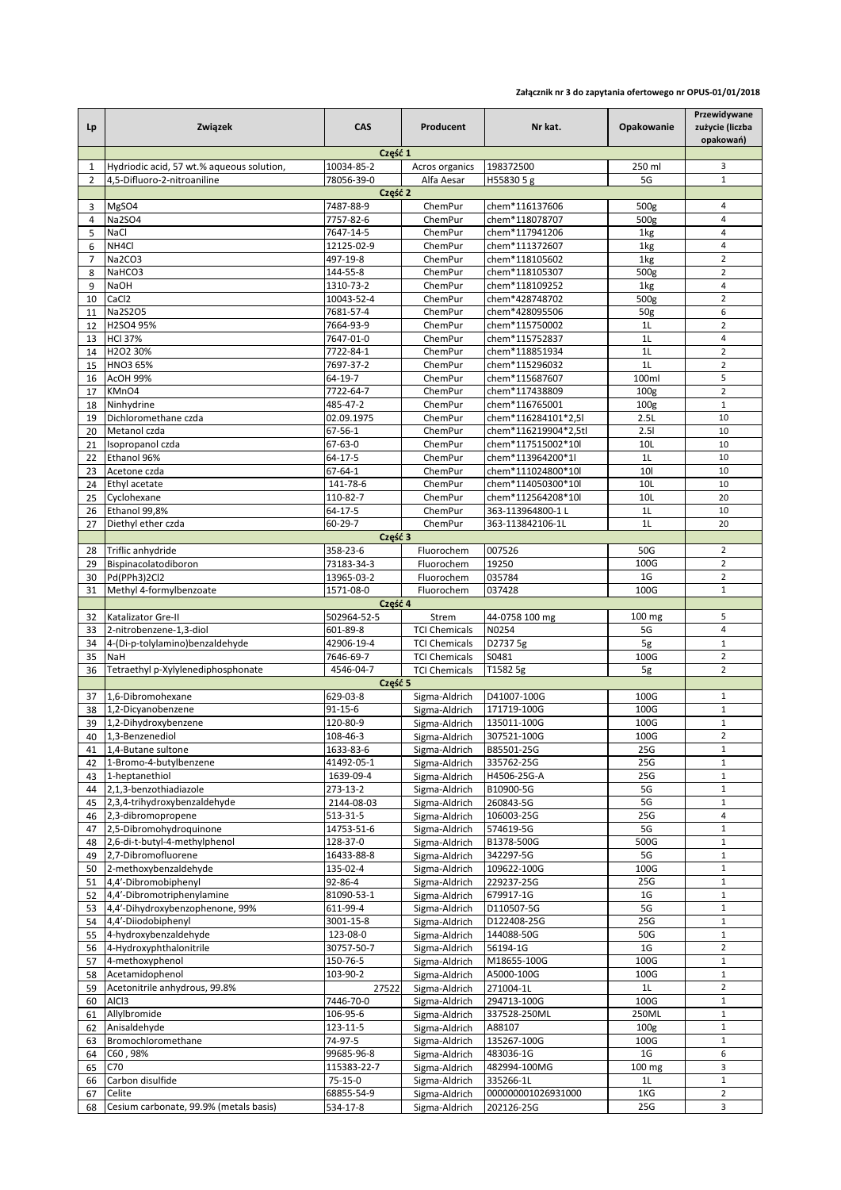**Załącznik nr 3 do zapytania ofertowego nr OPUS-01/01/2018**

| Lp | Związek | CAS | Producent | Nr kat. | Opakowanie | Przewidywane zużycie (liczba opakowań) |
|---|---|---|---|---|---|---|
| | **Część 1** | | | | | |
| 1 | Hydriodic acid, 57 wt.% aqueous solution, | 10034-85-2 | Acros organics | 198372500 | 250 ml | 3 |
| 2 | 4,5-Difluoro-2-nitroaniline | 78056-39-0 | Alfa Aesar | H55830 5 g | 5G | 1 |
| | **Część 2** | | | | | |
| 3 | MgSO4 | 7487-88-9 | ChemPur | chem*116137606 | 500g | 4 |
| 4 | Na2SO4 | 7757-82-6 | ChemPur | chem*118078707 | 500g | 4 |
| 5 | NaCl | 7647-14-5 | ChemPur | chem*117941206 | 1kg | 4 |
| 6 | NH4Cl | 12125-02-9 | ChemPur | chem*111372607 | 1kg | 4 |
| 7 | Na2CO3 | 497-19-8 | ChemPur | chem*118105602 | 1kg | 2 |
| 8 | NaHCO3 | 144-55-8 | ChemPur | chem*118105307 | 500g | 2 |
| 9 | NaOH | 1310-73-2 | ChemPur | chem*118109252 | 1kg | 4 |
| 10 | CaCl2 | 10043-52-4 | ChemPur | chem*428748702 | 500g | 2 |
| 11 | Na2S2O5 | 7681-57-4 | ChemPur | chem*428095506 | 50g | 6 |
| 12 | H2SO4 95% | 7664-93-9 | ChemPur | chem*115750002 | 1L | 2 |
| 13 | HCl 37% | 7647-01-0 | ChemPur | chem*115752837 | 1L | 4 |
| 14 | H2O2 30% | 7722-84-1 | ChemPur | chem*118851934 | 1L | 2 |
| 15 | HNO3 65% | 7697-37-2 | ChemPur | chem*115296032 | 1L | 2 |
| 16 | AcOH 99% | 64-19-7 | ChemPur | chem*115687607 | 100ml | 5 |
| 17 | KMnO4 | 7722-64-7 | ChemPur | chem*117438809 | 100g | 2 |
| 18 | Ninhydrine | 485-47-2 | ChemPur | chem*116765001 | 100g | 1 |
| 19 | Dichloromethane czda | 02.09.1975 | ChemPur | chem*116284101*2,5l | 2.5L | 10 |
| 20 | Metanol czda | 67-56-1 | ChemPur | chem*116219904*2,5tl | 2.5l | 10 |
| 21 | Isopropanol czda | 67-63-0 | ChemPur | chem*117515002*10l | 10L | 10 |
| 22 | Ethanol 96% | 64-17-5 | ChemPur | chem*113964200*1l | 1L | 10 |
| 23 | Acetone czda | 67-64-1 | ChemPur | chem*111024800*10l | 10l | 10 |
| 24 | Ethyl acetate | 141-78-6 | ChemPur | chem*114050300*10l | 10L | 10 |
| 25 | Cyclohexane | 110-82-7 | ChemPur | chem*112564208*10l | 10L | 20 |
| 26 | Ethanol 99,8% | 64-17-5 | ChemPur | 363-113964800-1 L | 1L | 10 |
| 27 | Diethyl ether czda | 60-29-7 | ChemPur | 363-113842106-1L | 1L | 20 |
| | **Część 3** | | | | | |
| 28 | Triflic anhydride | 358-23-6 | Fluorochem | 007526 | 50G | 2 |
| 29 | Bispinacolatodiboron | 73183-34-3 | Fluorochem | 19250 | 100G | 2 |
| 30 | Pd(PPh3)2Cl2 | 13965-03-2 | Fluorochem | 035784 | 1G | 2 |
| 31 | Methyl 4-formylbenzoate | 1571-08-0 | Fluorochem | 037428 | 100G | 1 |
| | **Część 4** | | | | | |
| 32 | Katalizator Gre-II | 502964-52-5 | Strem | 44-0758 100 mg | 100 mg | 5 |
| 33 | 2-nitrobenzene-1,3-diol | 601-89-8 | TCI Chemicals | N0254 | 5G | 4 |
| 34 | 4-(Di-p-tolylamino)benzaldehyde | 42906-19-4 | TCI Chemicals | D2737 5g | 5g | 1 |
| 35 | NaH | 7646-69-7 | TCI Chemicals | S0481 | 100G | 2 |
| 36 | Tetraethyl p-Xylylenediphosphonate | 4546-04-7 | TCI Chemicals | T1582 5g | 5g | 2 |
| | **Część 5** | | | | | |
| 37 | 1,6-Dibromohexane | 629-03-8 | Sigma-Aldrich | D41007-100G | 100G | 1 |
| 38 | 1,2-Dicyanobenzene | 91-15-6 | Sigma-Aldrich | 171719-100G | 100G | 1 |
| 39 | 1,2-Dihydroxybenzene | 120-80-9 | Sigma-Aldrich | 135011-100G | 100G | 1 |
| 40 | 1,3-Benzenediol | 108-46-3 | Sigma-Aldrich | 307521-100G | 100G | 2 |
| 41 | 1,4-Butane sultone | 1633-83-6 | Sigma-Aldrich | B85501-25G | 25G | 1 |
| 42 | 1-Bromo-4-butylbenzene | 41492-05-1 | Sigma-Aldrich | 335762-25G | 25G | 1 |
| 43 | 1-heptanethiol | 1639-09-4 | Sigma-Aldrich | H4506-25G-A | 25G | 1 |
| 44 | 2,1,3-benzothiadiazole | 273-13-2 | Sigma-Aldrich | B10900-5G | 5G | 1 |
| 45 | 2,3,4-trihydroxybenzaldehyde | 2144-08-03 | Sigma-Aldrich | 260843-5G | 5G | 1 |
| 46 | 2,3-dibromopropene | 513-31-5 | Sigma-Aldrich | 106003-25G | 25G | 4 |
| 47 | 2,5-Dibromohydroquinone | 14753-51-6 | Sigma-Aldrich | 574619-5G | 5G | 1 |
| 48 | 2,6-di-t-butyl-4-methylphenol | 128-37-0 | Sigma-Aldrich | B1378-500G | 500G | 1 |
| 49 | 2,7-Dibromofluorene | 16433-88-8 | Sigma-Aldrich | 342297-5G | 5G | 1 |
| 50 | 2-methoxybenzaldehyde | 135-02-4 | Sigma-Aldrich | 109622-100G | 100G | 1 |
| 51 | 4,4'-Dibromobiphenyl | 92-86-4 | Sigma-Aldrich | 229237-25G | 25G | 1 |
| 52 | 4,4'-Dibromotriphenylamine | 81090-53-1 | Sigma-Aldrich | 679917-1G | 1G | 1 |
| 53 | 4,4'-Dihydroxybenzophenone, 99% | 611-99-4 | Sigma-Aldrich | D110507-5G | 5G | 1 |
| 54 | 4,4'-Diiodobiphenyl | 3001-15-8 | Sigma-Aldrich | D122408-25G | 25G | 1 |
| 55 | 4-hydroxybenzaldehyde | 123-08-0 | Sigma-Aldrich | 144088-50G | 50G | 1 |
| 56 | 4-Hydroxyphthalonitrile | 30757-50-7 | Sigma-Aldrich | 56194-1G | 1G | 2 |
| 57 | 4-methoxyphenol | 150-76-5 | Sigma-Aldrich | M18655-100G | 100G | 1 |
| 58 | Acetamidophenol | 103-90-2 | Sigma-Aldrich | A5000-100G | 100G | 1 |
| 59 | Acetonitrile anhydrous, 99.8% | 27522 | Sigma-Aldrich | 271004-1L | 1L | 2 |
| 60 | AlCl3 | 7446-70-0 | Sigma-Aldrich | 294713-100G | 100G | 1 |
| 61 | Allylbromide | 106-95-6 | Sigma-Aldrich | 337528-250ML | 250ML | 1 |
| 62 | Anisaldehyde | 123-11-5 | Sigma-Aldrich | A88107 | 100g | 1 |
| 63 | Bromochloromethane | 74-97-5 | Sigma-Aldrich | 135267-100G | 100G | 1 |
| 64 | C60 , 98% | 99685-96-8 | Sigma-Aldrich | 483036-1G | 1G | 6 |
| 65 | C70 | 115383-22-7 | Sigma-Aldrich | 482994-100MG | 100 mg | 3 |
| 66 | Carbon disulfide | 75-15-0 | Sigma-Aldrich | 335266-1L | 1L | 1 |
| 67 | Celite | 68855-54-9 | Sigma-Aldrich | 000000001026931000 | 1KG | 2 |
| 68 | Cesium carbonate, 99.9% (metals basis) | 534-17-8 | Sigma-Aldrich | 202126-25G | 25G | 3 |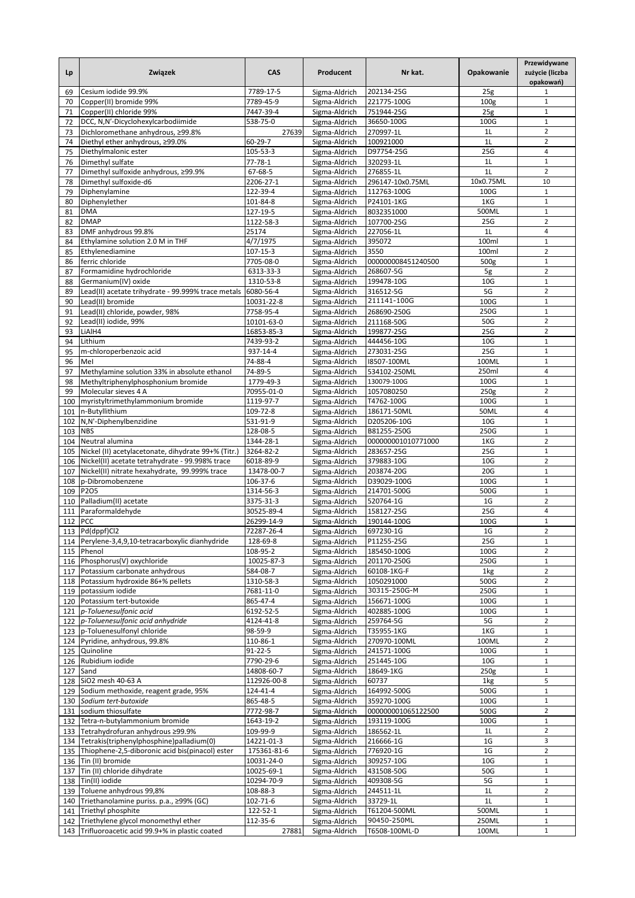| Lp | Związek | CAS | Producent | Nr kat. | Opakowanie | Przewidywane zużycie (liczba opakowań) |
|---|---|---|---|---|---|---|
| 69 | Cesium iodide 99.9% | 7789-17-5 | Sigma-Aldrich | 202134-25G | 25g | 1 |
| 70 | Copper(II) bromide 99% | 7789-45-9 | Sigma-Aldrich | 221775-100G | 100g | 1 |
| 71 | Copper(II) chloride 99% | 7447-39-4 | Sigma-Aldrich | 751944-25G | 25g | 1 |
| 72 | DCC, N,N'-Dicyclohexylcarbodiimide | 538-75-0 | Sigma-Aldrich | 36650-100G | 100G | 1 |
| 73 | Dichloromethane anhydrous, ≥99.8% | 27639 | Sigma-Aldrich | 270997-1L | 1L | 2 |
| 74 | Diethyl ether anhydrous, ≥99.0% | 60-29-7 | Sigma-Aldrich | 100921000 | 1L | 2 |
| 75 | Diethylmalonic ester | 105-53-3 | Sigma-Aldrich | D97754-25G | 25G | 4 |
| 76 | Dimethyl sulfate | 77-78-1 | Sigma-Aldrich | 320293-1L | 1L | 1 |
| 77 | Dimethyl sulfoxide anhydrous, ≥99.9% | 67-68-5 | Sigma-Aldrich | 276855-1L | 1L | 2 |
| 78 | Dimethyl sulfoxide-d6 | 2206-27-1 | Sigma-Aldrich | 296147-10x0.75ML | 10x0.75ML | 10 |
| 79 | Diphenylamine | 122-39-4 | Sigma-Aldrich | 112763-100G | 100G | 1 |
| 80 | Diphenylether | 101-84-8 | Sigma-Aldrich | P24101-1KG | 1KG | 1 |
| 81 | DMA | 127-19-5 | Sigma-Aldrich | 8032351000 | 500ML | 1 |
| 82 | DMAP | 1122-58-3 | Sigma-Aldrich | 107700-25G | 25G | 2 |
| 83 | DMF anhydrous 99.8% | 25174 | Sigma-Aldrich | 227056-1L | 1L | 4 |
| 84 | Ethylamine solution 2.0 M in THF | 4/7/1975 | Sigma-Aldrich | 395072 | 100ml | 1 |
| 85 | Ethylenediamine | 107-15-3 | Sigma-Aldrich | 3550 | 100ml | 2 |
| 86 | ferric chloride | 7705-08-0 | Sigma-Aldrich | 000000008451240500 | 500g | 1 |
| 87 | Formamidine hydrochloride | 6313-33-3 | Sigma-Aldrich | 268607-5G | 5g | 2 |
| 88 | Germanium(IV) oxide | 1310-53-8 | Sigma-Aldrich | 199478-10G | 10G | 1 |
| 89 | Lead(II) acetate trihydrate - 99.999% trace metals | 6080-56-4 | Sigma-Aldrich | 316512-5G | 5G | 2 |
| 90 | Lead(II) bromide | 10031-22-8 | Sigma-Aldrich | 211141-100G | 100G | 1 |
| 91 | Lead(II) chloride, powder, 98% | 7758-95-4 | Sigma-Aldrich | 268690-250G | 250G | 1 |
| 92 | Lead(II) iodide, 99% | 10101-63-0 | Sigma-Aldrich | 211168-50G | 50G | 2 |
| 93 | LiAlH4 | 16853-85-3 | Sigma-Aldrich | 199877-25G | 25G | 2 |
| 94 | Lithium | 7439-93-2 | Sigma-Aldrich | 444456-10G | 10G | 1 |
| 95 | m-chloroperbenzoic acid | 937-14-4 | Sigma-Aldrich | 273031-25G | 25G | 1 |
| 96 | MeI | 74-88-4 | Sigma-Aldrich | I8507-100ML | 100ML | 1 |
| 97 | Methylamine solution 33% in absolute ethanol | 74-89-5 | Sigma-Aldrich | 534102-250ML | 250ml | 4 |
| 98 | Methyltriphenylphosphonium bromide | 1779-49-3 | Sigma-Aldrich | 130079-100G | 100G | 1 |
| 99 | Molecular sieves 4 A | 70955-01-0 | Sigma-Aldrich | 1057080250 | 250g | 2 |
| 100 | myristyltrimethylammonium bromide | 1119-97-7 | Sigma-Aldrich | T4762-100G | 100G | 1 |
| 101 | n-Butyllithium | 109-72-8 | Sigma-Aldrich | 186171-50ML | 50ML | 4 |
| 102 | N,N'-Diphenylbenzidine | 531-91-9 | Sigma-Aldrich | D205206-10G | 10G | 1 |
| 103 | NBS | 128-08-5 | Sigma-Aldrich | B81255-250G | 250G | 1 |
| 104 | Neutral alumina | 1344-28-1 | Sigma-Aldrich | 000000001010771000 | 1KG | 2 |
| 105 | Nickel (II) acetylacetonate, dihydrate 99+% (Titr.) | 3264-82-2 | Sigma-Aldrich | 283657-25G | 25G | 1 |
| 106 | Nickel(II) acetate tetrahydrate - 99.998% trace | 6018-89-9 | Sigma-Aldrich | 379883-10G | 10G | 2 |
| 107 | Nickel(II) nitrate hexahydrate, 99.999% trace | 13478-00-7 | Sigma-Aldrich | 203874-20G | 20G | 1 |
| 108 | p-Dibromobenzene | 106-37-6 | Sigma-Aldrich | D39029-100G | 100G | 1 |
| 109 | P2O5 | 1314-56-3 | Sigma-Aldrich | 214701-500G | 500G | 1 |
| 110 | Palladium(II) acetate | 3375-31-3 | Sigma-Aldrich | 520764-1G | 1G | 2 |
| 111 | Paraformaldehyde | 30525-89-4 | Sigma-Aldrich | 158127-25G | 25G | 4 |
| 112 | PCC | 26299-14-9 | Sigma-Aldrich | 190144-100G | 100G | 1 |
| 113 | Pd(dppf)Cl2 | 72287-26-4 | Sigma-Aldrich | 697230-1G | 1G | 2 |
| 114 | Perylene-3,4,9,10-tetracarboxylic dianhydride | 128-69-8 | Sigma-Aldrich | P11255-25G | 25G | 1 |
| 115 | Phenol | 108-95-2 | Sigma-Aldrich | 185450-100G | 100G | 2 |
| 116 | Phosphorus(V) oxychloride | 10025-87-3 | Sigma-Aldrich | 201170-250G | 250G | 1 |
| 117 | Potassium carbonate anhydrous | 584-08-7 | Sigma-Aldrich | 60108-1KG-F | 1kg | 2 |
| 118 | Potassium hydroxide 86+% pellets | 1310-58-3 | Sigma-Aldrich | 1050291000 | 500G | 2 |
| 119 | potassium iodide | 7681-11-0 | Sigma-Aldrich | 30315-250G-M | 250G | 1 |
| 120 | Potassium tert-butoxide | 865-47-4 | Sigma-Aldrich | 156671-100G | 100G | 1 |
| 121 | *p-Toluenesulfonic acid* | 6192-52-5 | Sigma-Aldrich | 402885-100G | 100G | 1 |
| 122 | *p-Toluenesulfonic acid anhydride* | 4124-41-8 | Sigma-Aldrich | 259764-5G | 5G | 2 |
| 123 | p-Toluenesulfonyl chloride | 98-59-9 | Sigma-Aldrich | T35955-1KG | 1KG | 1 |
| 124 | Pyridine, anhydrous, 99.8% | 110-86-1 | Sigma-Aldrich | 270970-100ML | 100ML | 2 |
| 125 | Quinoline | 91-22-5 | Sigma-Aldrich | 241571-100G | 100G | 1 |
| 126 | Rubidium iodide | 7790-29-6 | Sigma-Aldrich | 251445-10G | 10G | 1 |
| 127 | Sand | 14808-60-7 | Sigma-Aldrich | 18649-1KG | 250g | 1 |
| 128 | SiO2 mesh 40-63 A | 112926-00-8 | Sigma-Aldrich | 60737 | 1kg | 5 |
| 129 | Sodium methoxide, reagent grade, 95% | 124-41-4 | Sigma-Aldrich | 164992-500G | 500G | 1 |
| 130 | *Sodium tert-butoxide* | 865-48-5 | Sigma-Aldrich | 359270-100G | 100G | 1 |
| 131 | sodium thiosulfate | 7772-98-7 | Sigma-Aldrich | 000000001065122500 | 500G | 2 |
| 132 | Tetra-n-butylammonium bromide | 1643-19-2 | Sigma-Aldrich | 193119-100G | 100G | 1 |
| 133 | Tetrahydrofuran anhydrous ≥99.9% | 109-99-9 | Sigma-Aldrich | 186562-1L | 1L | 2 |
| 134 | Tetrakis(triphenylphosphine)palladium(0) | 14221-01-3 | Sigma-Aldrich | 216666-1G | 1G | 3 |
| 135 | Thiophene-2,5-diboronic acid bis(pinacol) ester | 175361-81-6 | Sigma-Aldrich | 776920-1G | 1G | 2 |
| 136 | Tin (II) bromide | 10031-24-0 | Sigma-Aldrich | 309257-10G | 10G | 1 |
| 137 | Tin (II) chloride dihydrate | 10025-69-1 | Sigma-Aldrich | 431508-50G | 50G | 1 |
| 138 | Tin(II) iodide | 10294-70-9 | Sigma-Aldrich | 409308-5G | 5G | 1 |
| 139 | Toluene anhydrous 99,8% | 108-88-3 | Sigma-Aldrich | 244511-1L | 1L | 2 |
| 140 | Triethanolamine puriss. p.a., ≥99% (GC) | 102-71-6 | Sigma-Aldrich | 33729-1L | 1L | 1 |
| 141 | Triethyl phosphite | 122-52-1 | Sigma-Aldrich | T61204-500ML | 500ML | 1 |
| 142 | Triethylene glycol monomethyl ether | 112-35-6 | Sigma-Aldrich | 90450-250ML | 250ML | 1 |
| 143 | Trifluoroacetic acid 99.9+% in plastic coated | 27881 | Sigma-Aldrich | T6508-100ML-D | 100ML | 1 |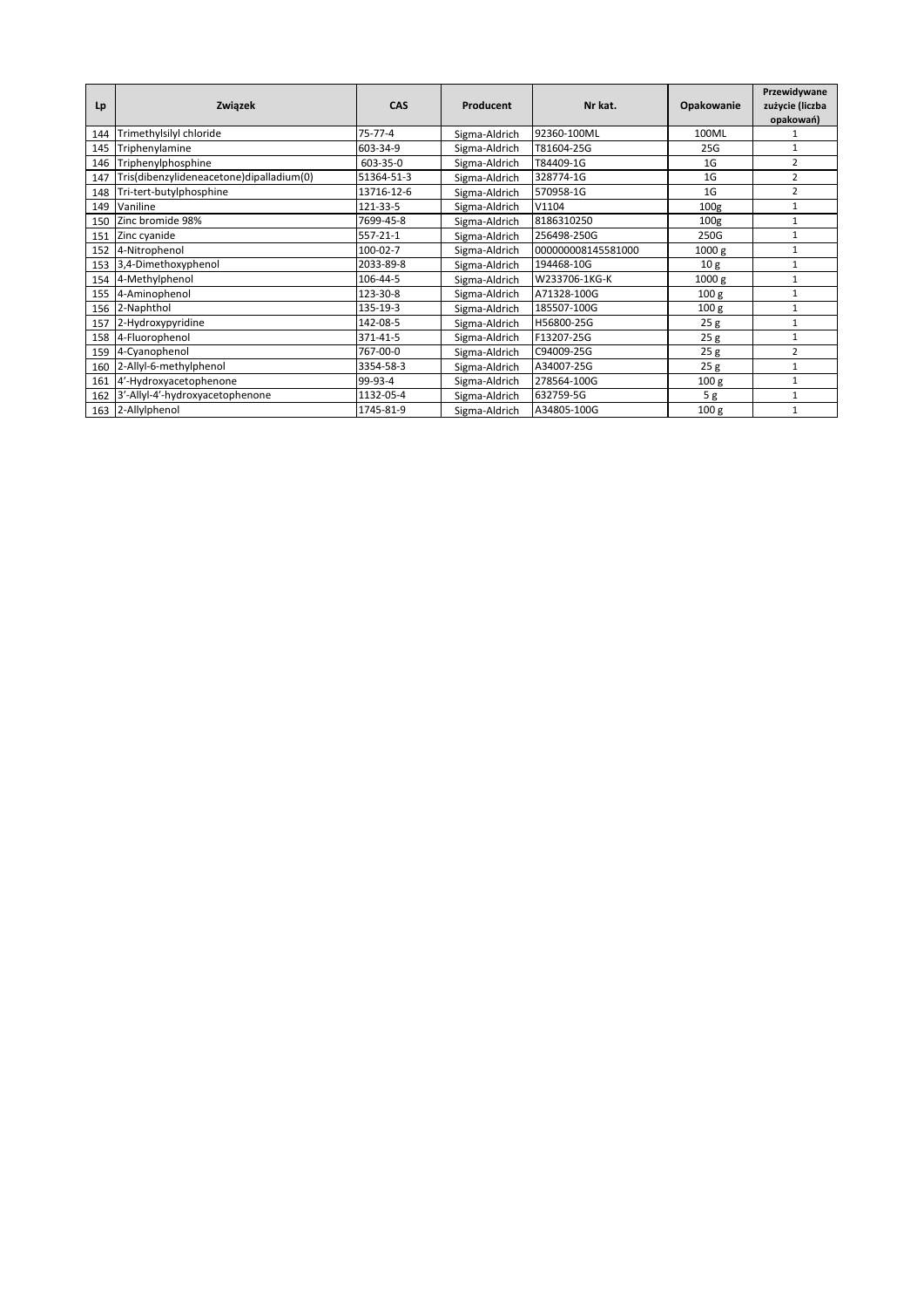| Lp | Związek | CAS | Producent | Nr kat. | Opakowanie | Przewidywane zużycie (liczba opakowań) |
| --- | --- | --- | --- | --- | --- | --- |
| 144 | Trimethylsilyl chloride | 75-77-4 | Sigma-Aldrich | 92360-100ML | 100ML | 1 |
| 145 | Triphenylamine | 603-34-9 | Sigma-Aldrich | T81604-25G | 25G | 1 |
| 146 | Triphenylphosphine | 603-35-0 | Sigma-Aldrich | T84409-1G | 1G | 2 |
| 147 | Tris(dibenzylideneacetone)dipalladium(0) | 51364-51-3 | Sigma-Aldrich | 328774-1G | 1G | 2 |
| 148 | Tri-tert-butylphosphine | 13716-12-6 | Sigma-Aldrich | 570958-1G | 1G | 2 |
| 149 | Vaniline | 121-33-5 | Sigma-Aldrich | V1104 | 100g | 1 |
| 150 | Zinc bromide 98% | 7699-45-8 | Sigma-Aldrich | 8186310250 | 100g | 1 |
| 151 | Zinc cyanide | 557-21-1 | Sigma-Aldrich | 256498-250G | 250G | 1 |
| 152 | 4-Nitrophenol | 100-02-7 | Sigma-Aldrich | 000000008145581000 | 1000 g | 1 |
| 153 | 3,4-Dimethoxyphenol | 2033-89-8 | Sigma-Aldrich | 194468-10G | 10 g | 1 |
| 154 | 4-Methylphenol | 106-44-5 | Sigma-Aldrich | W233706-1KG-K | 1000 g | 1 |
| 155 | 4-Aminophenol | 123-30-8 | Sigma-Aldrich | A71328-100G | 100 g | 1 |
| 156 | 2-Naphthol | 135-19-3 | Sigma-Aldrich | 185507-100G | 100 g | 1 |
| 157 | 2-Hydroxypyridine | 142-08-5 | Sigma-Aldrich | H56800-25G | 25 g | 1 |
| 158 | 4-Fluorophenol | 371-41-5 | Sigma-Aldrich | F13207-25G | 25 g | 1 |
| 159 | 4-Cyanophenol | 767-00-0 | Sigma-Aldrich | C94009-25G | 25 g | 2 |
| 160 | 2-Allyl-6-methylphenol | 3354-58-3 | Sigma-Aldrich | A34007-25G | 25 g | 1 |
| 161 | 4'-Hydroxyacetophenone | 99-93-4 | Sigma-Aldrich | 278564-100G | 100 g | 1 |
| 162 | 3'-Allyl-4'-hydroxyacetophenone | 1132-05-4 | Sigma-Aldrich | 632759-5G | 5 g | 1 |
| 163 | 2-Allylphenol | 1745-81-9 | Sigma-Aldrich | A34805-100G | 100 g | 1 |